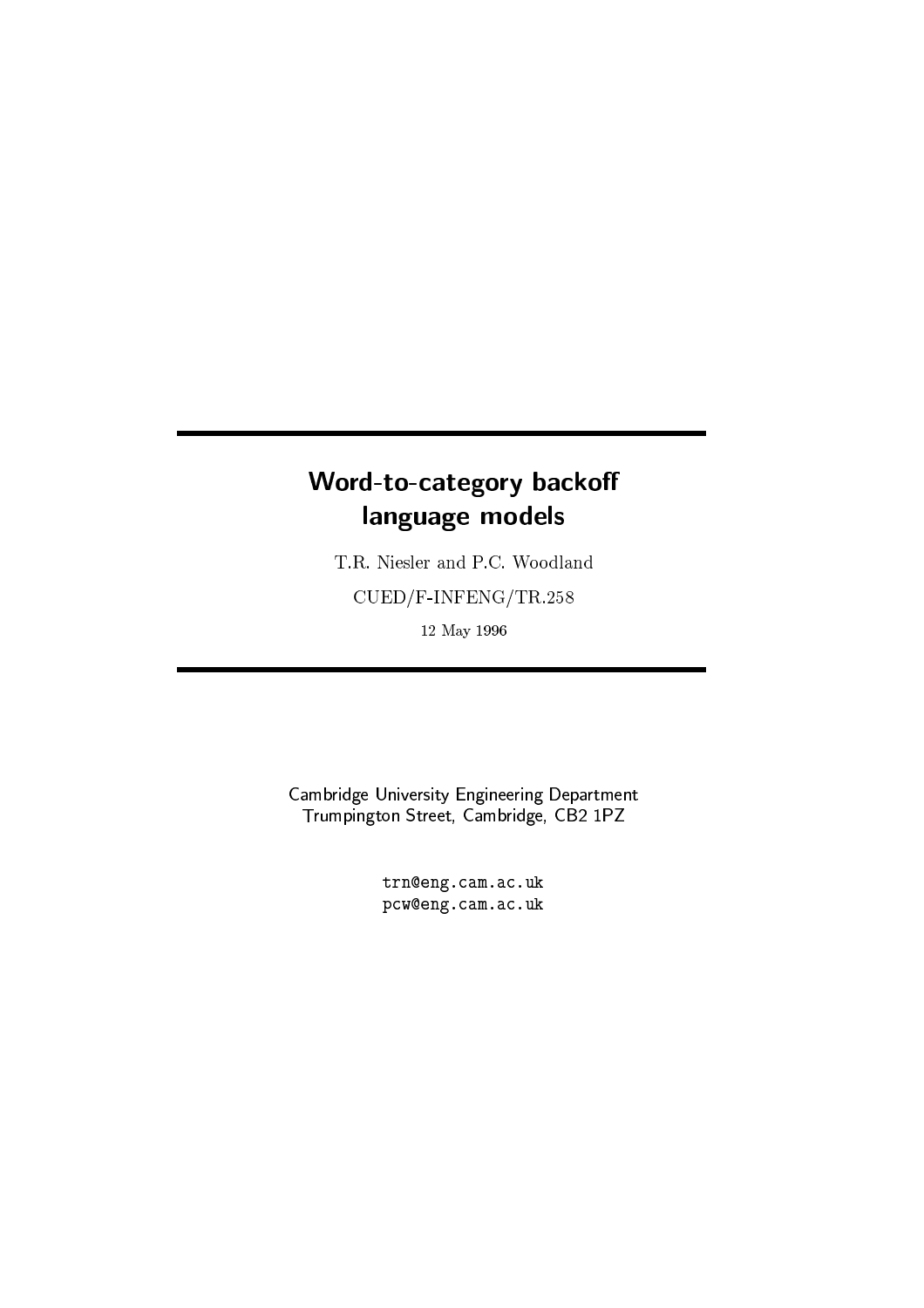# Word-to-category backoff language models

T.R. Niesler and P.C. Woodland

CUED/F-INFENG/TR.258

12 May 1996

Cambridge University Engineering Department
Trumpington Street, Cambridge, CB2 1PZ

trn@eng.cam.ac.uk
pcw@eng.cam.ac.uk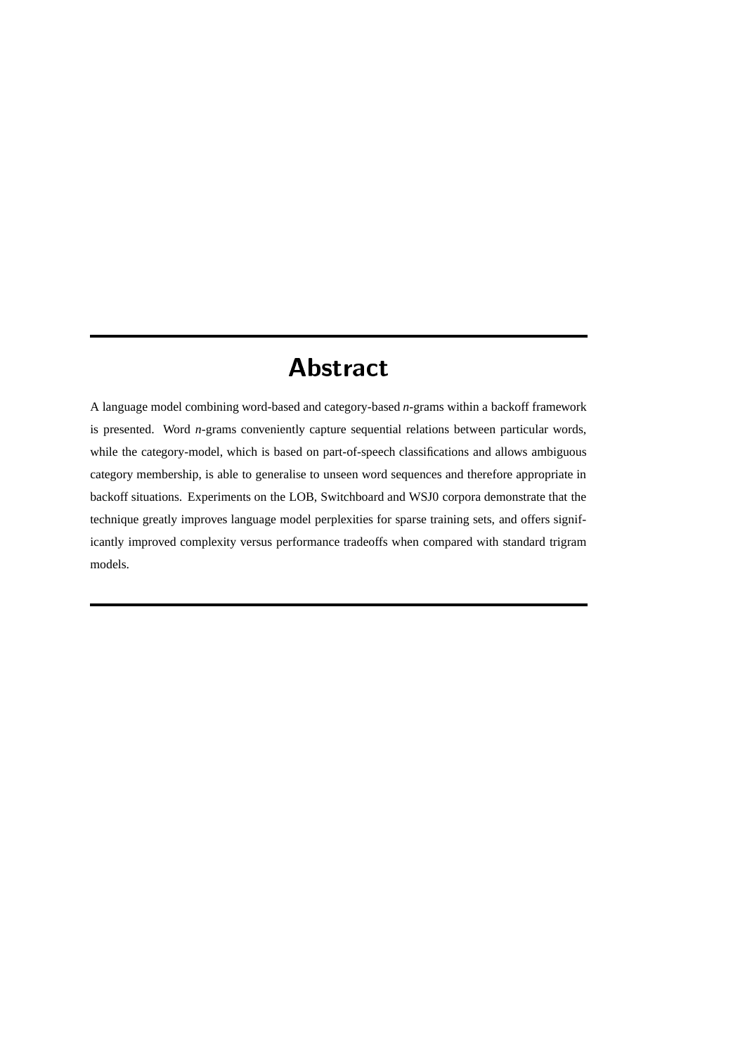# Abstract

A language model combining word-based and category-based *n*-grams within a backoff framework is presented. Word *n*-grams conveniently capture sequential relations between particular words, while the category-model, which is based on part-of-speech classifications and allows ambiguous category membership, is able to generalise to unseen word sequences and therefore appropriate in backoff situations. Experiments on the LOB, Switchboard and WSJ0 corpora demonstrate that the technique greatly improves language model perplexities for sparse training sets, and offers significantly improved complexity versus performance tradeoffs when compared with standard trigram models.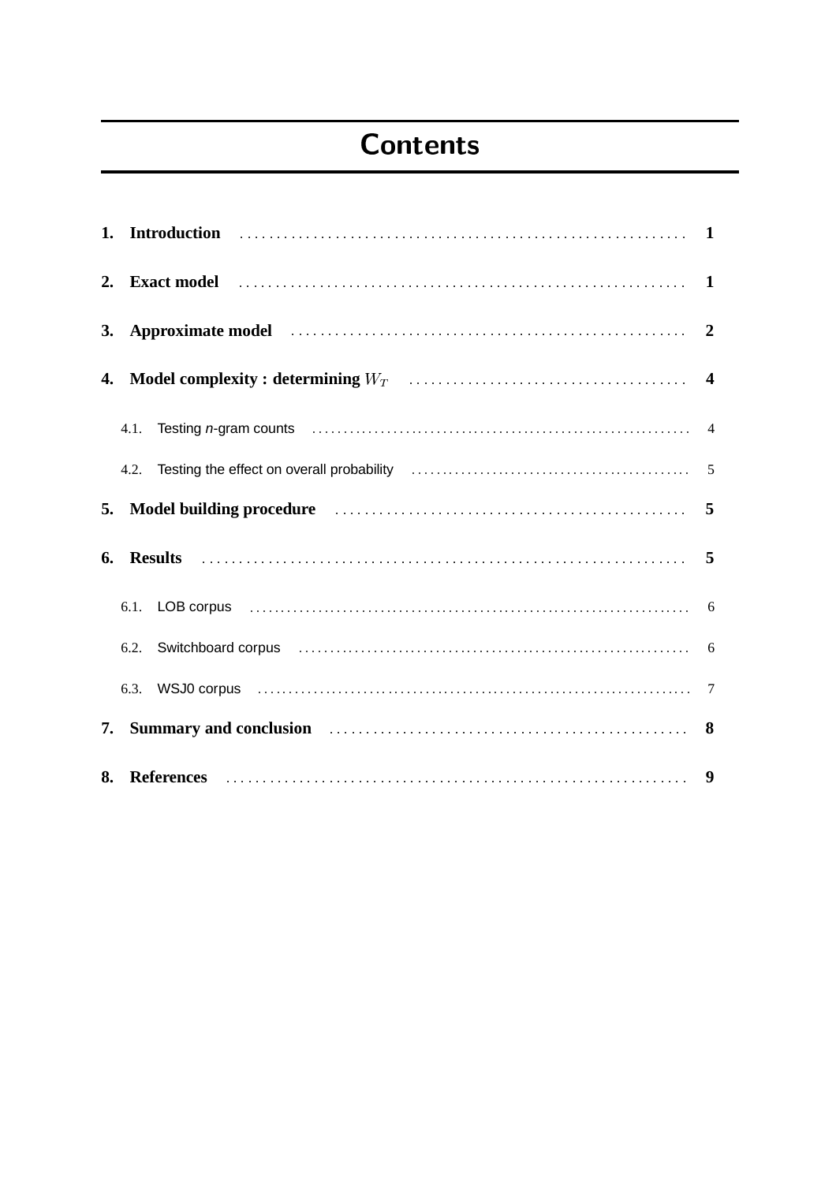# Contents

1. **Introduction** ........ 1
2. **Exact model** ........ 1
3. **Approximate model** ........ 2
4. **Model complexity : determining $W_T$** ........ 4
   - 4.1. Testing *n*-gram counts ........ 4
   - 4.2. Testing the effect on overall probability ........ 5
5. **Model building procedure** ........ 5
6. **Results** ........ 5
   - 6.1. LOB corpus ........ 6
   - 6.2. Switchboard corpus ........ 6
   - 6.3. WSJ0 corpus ........ 7
7. **Summary and conclusion** ........ 8
8. **References** ........ 9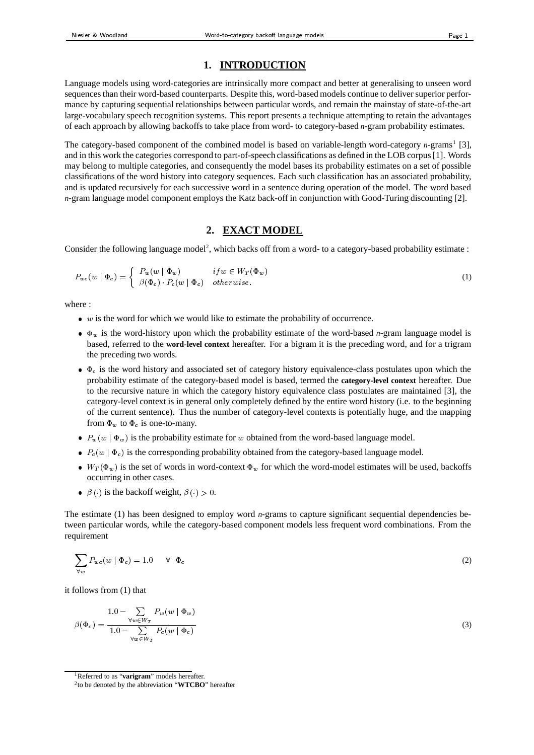## 1. INTRODUCTION

Language models using word-categories are intrinsically more compact and better at generalising to unseen word sequences than their word-based counterparts. Despite this, word-based models continue to deliver superior performance by capturing sequential relationships between particular words, and remain the mainstay of state-of-the-art large-vocabulary speech recognition systems. This report presents a technique attempting to retain the advantages of each approach by allowing backoffs to take place from word- to category-based *n*-gram probability estimates.

The category-based component of the combined model is based on variable-length word-category *n*-grams[1] [3], and in this work the categories correspond to part-of-speech classifications as defined in the LOB corpus [1]. Words may belong to multiple categories, and consequently the model bases its probability estimates on a set of possible classifications of the word history into category sequences. Each such classification has an associated probability, and is updated recursively for each successive word in a sentence during operation of the model. The word based *n*-gram language model component employs the Katz back-off in conjunction with Good-Turing discounting [2].

## 2. EXACT MODEL

Consider the following language model[2], which backs off from a word- to a category-based probability estimate :

$$P_{wc}(w \mid \Phi_c) = \begin{cases} P_w(w \mid \Phi_w) & if w \in W_T(\Phi_w) \\ \beta(\Phi_c) \cdot P_c(w \mid \Phi_c) & otherwise. \end{cases} \quad (1)$$

where :

- $w$ is the word for which we would like to estimate the probability of occurrence.
- $\Phi_w$ is the word-history upon which the probability estimate of the word-based *n*-gram language model is based, referred to the **word-level context** hereafter. For a bigram it is the preceding word, and for a trigram the preceding two words.
- $\Phi_c$ is the word history and associated set of category history equivalence-class postulates upon which the probability estimate of the category-based model is based, termed the **category-level context** hereafter. Due to the recursive nature in which the category history equivalence class postulates are maintained [3], the category-level context is in general only completely defined by the entire word history (i.e. to the beginning of the current sentence). Thus the number of category-level contexts is potentially huge, and the mapping from $\Phi_w$ to $\Phi_c$ is one-to-many.
- $P_w(w \mid \Phi_w)$ is the probability estimate for $w$ obtained from the word-based language model.
- $P_c(w \mid \Phi_c)$ is the corresponding probability obtained from the category-based language model.
- $W_T(\Phi_w)$ is the set of words in word-context $\Phi_w$ for which the word-model estimates will be used, backoffs occurring in other cases.
- $\beta(\cdot)$ is the backoff weight, $\beta(\cdot) > 0$.

The estimate (1) has been designed to employ word *n*-grams to capture significant sequential dependencies between particular words, while the category-based component models less frequent word combinations. From the requirement

$$\sum_{\forall w} P_{wc}(w \mid \Phi_c) = 1.0 \quad \forall \ \Phi_c \quad (2)$$

it follows from (1) that

$$\beta(\Phi_c) = \frac{1.0 - \sum\limits_{\forall w \in W_T} P_w(w \mid \Phi_w)}{1.0 - \sum\limits_{\forall w \in W_T} P_c(w \mid \Phi_c)} \quad (3)$$

[1] Referred to as "**varigram**" models hereafter.

[2] to be denoted by the abbreviation "**WTCBO**" hereafter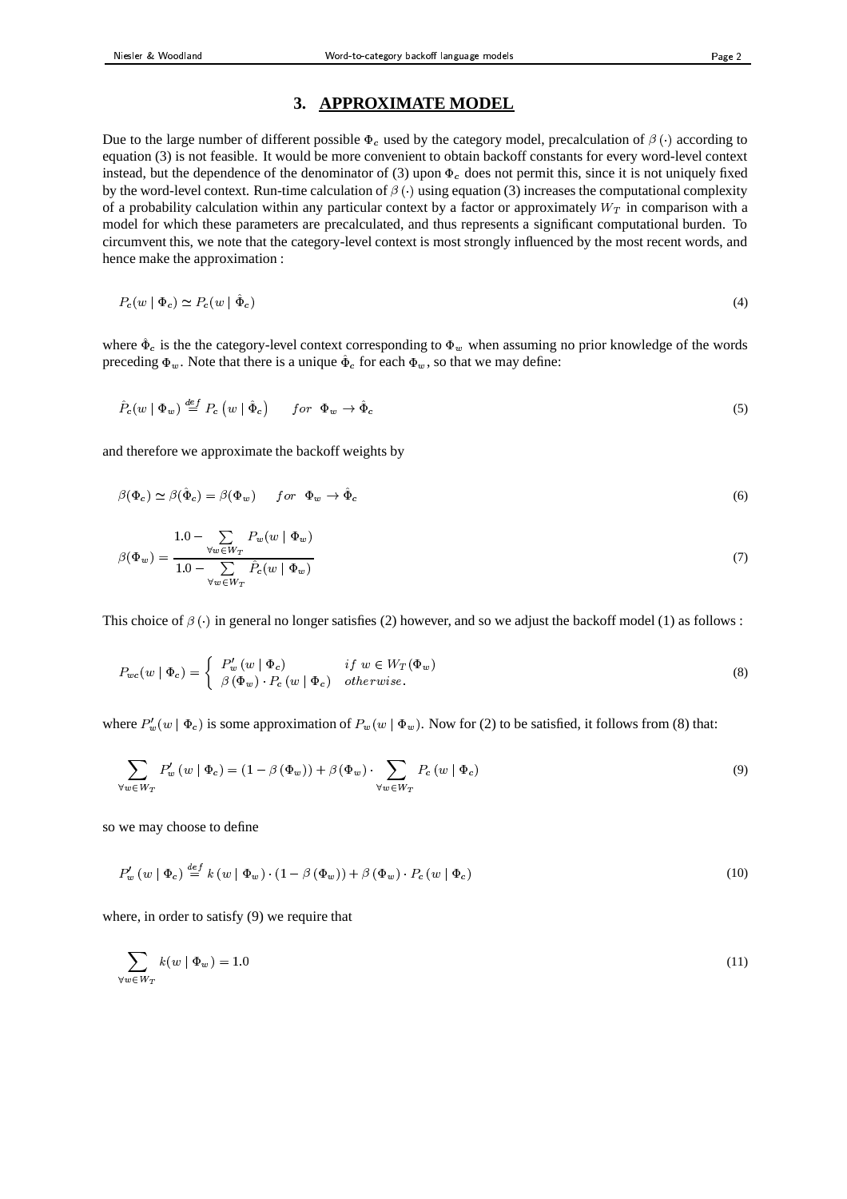## 3. APPROXIMATE MODEL

Due to the large number of different possible $\Phi_c$ used by the category model, precalculation of $\beta(\cdot)$ according to equation (3) is not feasible. It would be more convenient to obtain backoff constants for every word-level context instead, but the dependence of the denominator of (3) upon $\Phi_c$ does not permit this, since it is not uniquely fixed by the word-level context. Run-time calculation of $\beta(\cdot)$ using equation (3) increases the computational complexity of a probability calculation within any particular context by a factor or approximately $W_T$ in comparison with a model for which these parameters are precalculated, and thus represents a significant computational burden. To circumvent this, we note that the category-level context is most strongly influenced by the most recent words, and hence make the approximation :

$$P_c(w \mid \Phi_c) \simeq P_c(w \mid \hat{\Phi}_c) \tag{4}$$

where $\hat{\Phi}_c$ is the the category-level context corresponding to $\Phi_w$ when assuming no prior knowledge of the words preceding $\Phi_w$. Note that there is a unique $\hat{\Phi}_c$ for each $\Phi_w$, so that we may define:

$$\hat{P}_c(w \mid \Phi_w) \stackrel{def}{=} P_c\left(w \mid \hat{\Phi}_c\right) \qquad for \;\; \Phi_w \to \hat{\Phi}_c \tag{5}$$

and therefore we approximate the backoff weights by

$$\beta(\Phi_c) \simeq \beta(\hat{\Phi}_c) = \beta(\Phi_w) \qquad for \;\; \Phi_w \to \hat{\Phi}_c \tag{6}$$

$$\beta(\Phi_w) = \frac{1.0 - \sum\limits_{\forall w \in W_T} P_w(w \mid \Phi_w)}{1.0 - \sum\limits_{\forall w \in W_T} \hat{P}_c(w \mid \Phi_w)} \tag{7}$$

This choice of $\beta(\cdot)$ in general no longer satisfies (2) however, and so we adjust the backoff model (1) as follows :

$$P_{wc}(w \mid \Phi_c) = \begin{cases} P'_w(w \mid \Phi_c) & if \; w \in W_T(\Phi_w) \\ \beta(\Phi_w) \cdot P_c(w \mid \Phi_c) & otherwise. \end{cases} \tag{8}$$

where $P'_w(w \mid \Phi_c)$ is some approximation of $P_w(w \mid \Phi_w)$. Now for (2) to be satisfied, it follows from (8) that:

$$\sum_{\forall w \in W_T} P'_w(w \mid \Phi_c) = (1 - \beta(\Phi_w)) + \beta(\Phi_w) \cdot \sum_{\forall w \in W_T} P_c(w \mid \Phi_c) \tag{9}$$

so we may choose to define

$$P'_w(w \mid \Phi_c) \stackrel{def}{=} k(w \mid \Phi_w) \cdot (1 - \beta(\Phi_w)) + \beta(\Phi_w) \cdot P_c(w \mid \Phi_c) \tag{10}$$

where, in order to satisfy (9) we require that

$$\sum_{\forall w \in W_T} k(w \mid \Phi_w) = 1.0 \tag{11}$$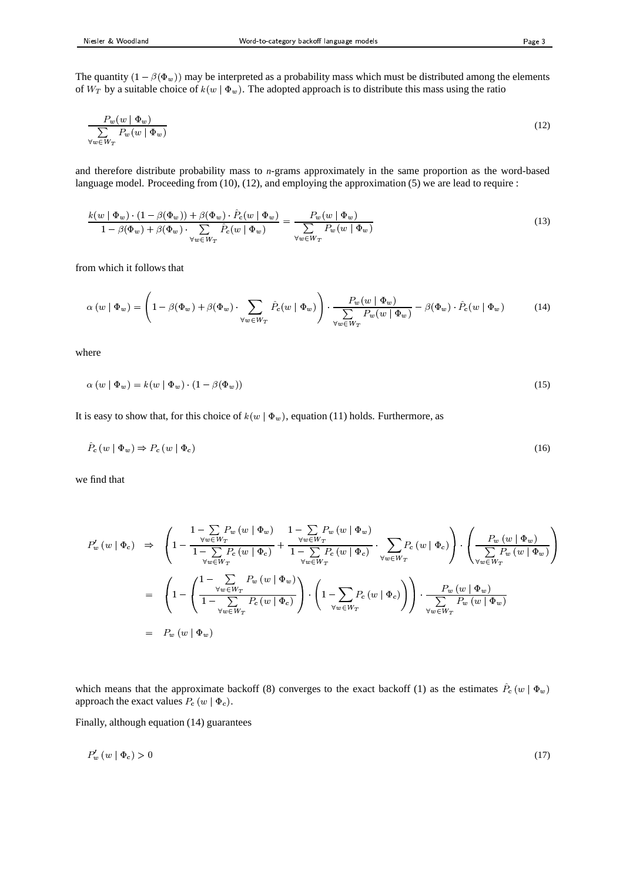The quantity $(1 - \beta(\Phi_w))$ may be interpreted as a probability mass which must be distributed among the elements of $W_T$ by a suitable choice of $k(w \mid \Phi_w)$. The adopted approach is to distribute this mass using the ratio

$$\frac{P_w(w \mid \Phi_w)}{\sum\limits_{\forall w \in W_T} P_w(w \mid \Phi_w)} \tag{12}$$

and therefore distribute probability mass to *n*-grams approximately in the same proportion as the word-based language model. Proceeding from (10), (12), and employing the approximation (5) we are lead to require :

$$\frac{k(w \mid \Phi_w) \cdot (1 - \beta(\Phi_w)) + \beta(\Phi_w) \cdot \hat{P}_c(w \mid \Phi_w)}{1 - \beta(\Phi_w) + \beta(\Phi_w) \cdot \sum\limits_{\forall w \in W_T} \hat{P}_c(w \mid \Phi_w)} = \frac{P_w(w \mid \Phi_w)}{\sum\limits_{\forall w \in W_T} P_w(w \mid \Phi_w)} \tag{13}$$

from which it follows that

$$\alpha\,(w \mid \Phi_w) = \left(1 - \beta(\Phi_w) + \beta(\Phi_w) \cdot \sum_{\forall w \in W_T} \hat{P}_c(w \mid \Phi_w)\right) \cdot \frac{P_w(w \mid \Phi_w)}{\sum\limits_{\forall w \in W_T} P_w(w \mid \Phi_w)} - \beta(\Phi_w) \cdot \hat{P}_c(w \mid \Phi_w) \tag{14}$$

where

$$\alpha\,(w \mid \Phi_w) = k(w \mid \Phi_w) \cdot (1 - \beta(\Phi_w)) \tag{15}$$

It is easy to show that, for this choice of $k(w \mid \Phi_w)$, equation (11) holds. Furthermore, as

$$\hat{P}_c\,(w \mid \Phi_w) \Rightarrow P_c\,(w \mid \Phi_c) \tag{16}$$

we find that

$$\begin{aligned}
P'_w\,(w \mid \Phi_c) \;&\Rightarrow\; \left(1 - \frac{1 - \sum\limits_{\forall w \in W_T} P_w\,(w \mid \Phi_w)}{1 - \sum\limits_{\forall w \in W_T} P_c\,(w \mid \Phi_c)} + \frac{1 - \sum\limits_{\forall w \in W_T} P_w\,(w \mid \Phi_w)}{1 - \sum\limits_{\forall w \in W_T} P_c\,(w \mid \Phi_c)} \cdot \sum_{\forall w \in W_T} P_c\,(w \mid \Phi_c)\right) \cdot \left(\frac{P_w\,(w \mid \Phi_w)}{\sum\limits_{\forall w \in W_T} P_w\,(w \mid \Phi_w)}\right) \\
&= \left(1 - \left(\frac{1 - \sum\limits_{\forall w \in W_T} P_w\,(w \mid \Phi_w)}{1 - \sum\limits_{\forall w \in W_T} P_c\,(w \mid \Phi_c)}\right) \cdot \left(1 - \sum_{\forall w \in W_T} P_c\,(w \mid \Phi_c)\right)\right) \cdot \frac{P_w\,(w \mid \Phi_w)}{\sum\limits_{\forall w \in W_T} P_w\,(w \mid \Phi_w)} \\
&= P_w\,(w \mid \Phi_w)
\end{aligned}$$

which means that the approximate backoff (8) converges to the exact backoff (1) as the estimates $\hat{P}_c\,(w \mid \Phi_w)$ approach the exact values $P_c\,(w \mid \Phi_c)$.

Finally, although equation (14) guarantees

$$P'_w\,(w \mid \Phi_c) > 0 \tag{17}$$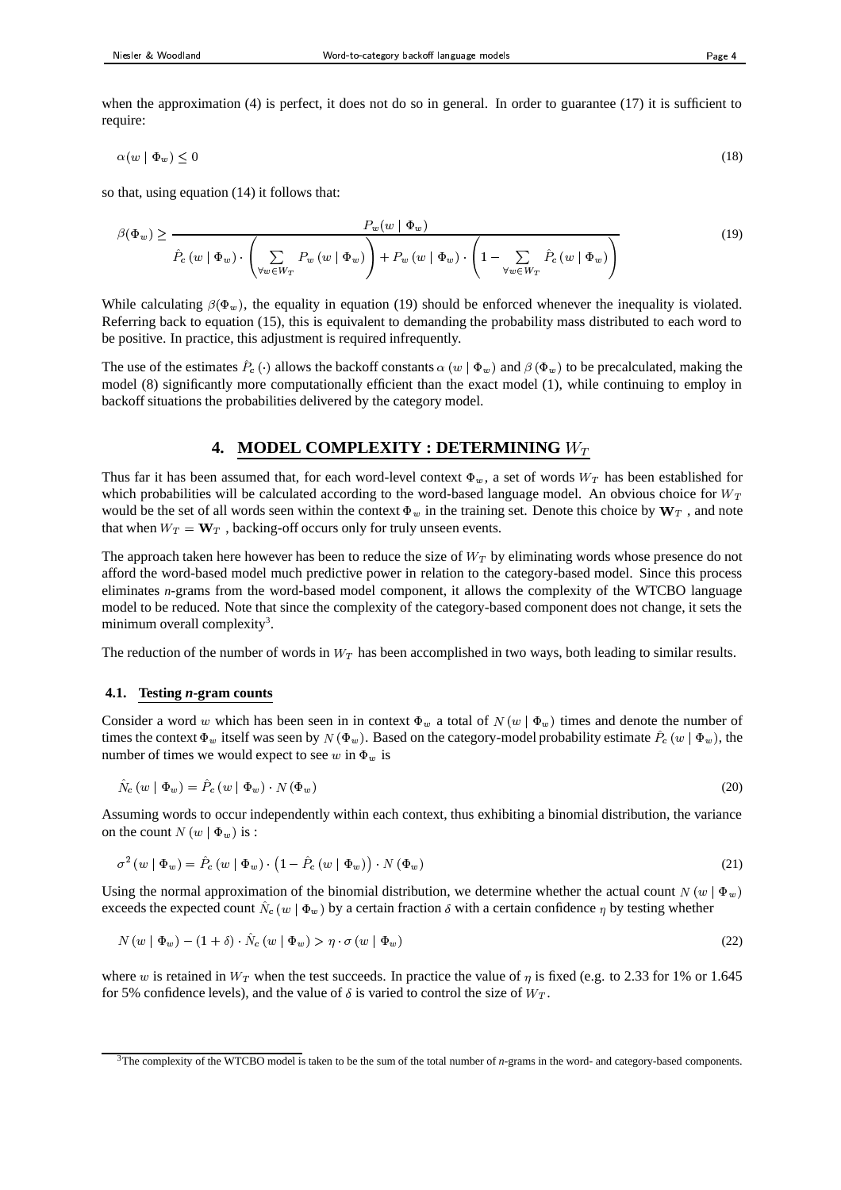when the approximation (4) is perfect, it does not do so in general. In order to guarantee (17) it is sufficient to require:

$$\alpha(w \mid \Phi_w) \leq 0 \tag{18}$$

so that, using equation (14) it follows that:

$$\beta(\Phi_w) \geq \frac{P_w(w \mid \Phi_w)}{\hat{P}_c\left(w \mid \Phi_w\right) \cdot \left( \sum\limits_{\forall w \in W_T} P_w\left(w \mid \Phi_w\right) \right) + P_w\left(w \mid \Phi_w\right) \cdot \left( 1 - \sum\limits_{\forall w \in W_T} \hat{P}_c\left(w \mid \Phi_w\right) \right)} \tag{19}$$

While calculating $\beta(\Phi_w)$, the equality in equation (19) should be enforced whenever the inequality is violated. Referring back to equation (15), this is equivalent to demanding the probability mass distributed to each word to be positive. In practice, this adjustment is required infrequently.

The use of the estimates $\hat{P}_c(\cdot)$ allows the backoff constants $\alpha\left(w \mid \Phi_w\right)$ and $\beta\left(\Phi_w\right)$ to be precalculated, making the model (8) significantly more computationally efficient than the exact model (1), while continuing to employ in backoff situations the probabilities delivered by the category model.

## 4. MODEL COMPLEXITY : DETERMINING $W_T$

Thus far it has been assumed that, for each word-level context $\Phi_w$, a set of words $W_T$ has been established for which probabilities will be calculated according to the word-based language model. An obvious choice for $W_T$ would be the set of all words seen within the context $\Phi_w$ in the training set. Denote this choice by $\mathbf{W}_T$ , and note that when $W_T = \mathbf{W}_T$ , backing-off occurs only for truly unseen events.

The approach taken here however has been to reduce the size of $W_T$ by eliminating words whose presence do not afford the word-based model much predictive power in relation to the category-based model. Since this process eliminates *n*-grams from the word-based model component, it allows the complexity of the WTCBO language model to be reduced. Note that since the complexity of the category-based component does not change, it sets the minimum overall complexity[3].

The reduction of the number of words in $W_T$ has been accomplished in two ways, both leading to similar results.

### 4.1. Testing *n*-gram counts

Consider a word $w$ which has been seen in in context $\Phi_w$ a total of $N\left(w \mid \Phi_w\right)$ times and denote the number of times the context $\Phi_w$ itself was seen by $N\left(\Phi_w\right)$. Based on the category-model probability estimate $\hat{P}_c\left(w \mid \Phi_w\right)$, the number of times we would expect to see $w$ in $\Phi_w$ is

$$\hat{N}_c\left(w \mid \Phi_w\right) = \hat{P}_c\left(w \mid \Phi_w\right) \cdot N\left(\Phi_w\right) \tag{20}$$

Assuming words to occur independently within each context, thus exhibiting a binomial distribution, the variance on the count $N\left(w \mid \Phi_w\right)$ is :

$$\sigma^2\left(w \mid \Phi_w\right) = \hat{P}_c\left(w \mid \Phi_w\right) \cdot \left(1 - \hat{P}_c\left(w \mid \Phi_w\right)\right) \cdot N\left(\Phi_w\right) \tag{21}$$

Using the normal approximation of the binomial distribution, we determine whether the actual count $N\left(w \mid \Phi_w\right)$ exceeds the expected count $\hat{N}_c\left(w \mid \Phi_w\right)$ by a certain fraction $\delta$ with a certain confidence $\eta$ by testing whether

$$N\left(w \mid \Phi_w\right) - (1 + \delta) \cdot \hat{N}_c\left(w \mid \Phi_w\right) > \eta \cdot \sigma\left(w \mid \Phi_w\right) \tag{22}$$

where $w$ is retained in $W_T$ when the test succeeds. In practice the value of $\eta$ is fixed (e.g. to 2.33 for 1% or 1.645 for 5% confidence levels), and the value of $\delta$ is varied to control the size of $W_T$.

[3] The complexity of the WTCBO model is taken to be the sum of the total number of *n*-grams in the word- and category-based components.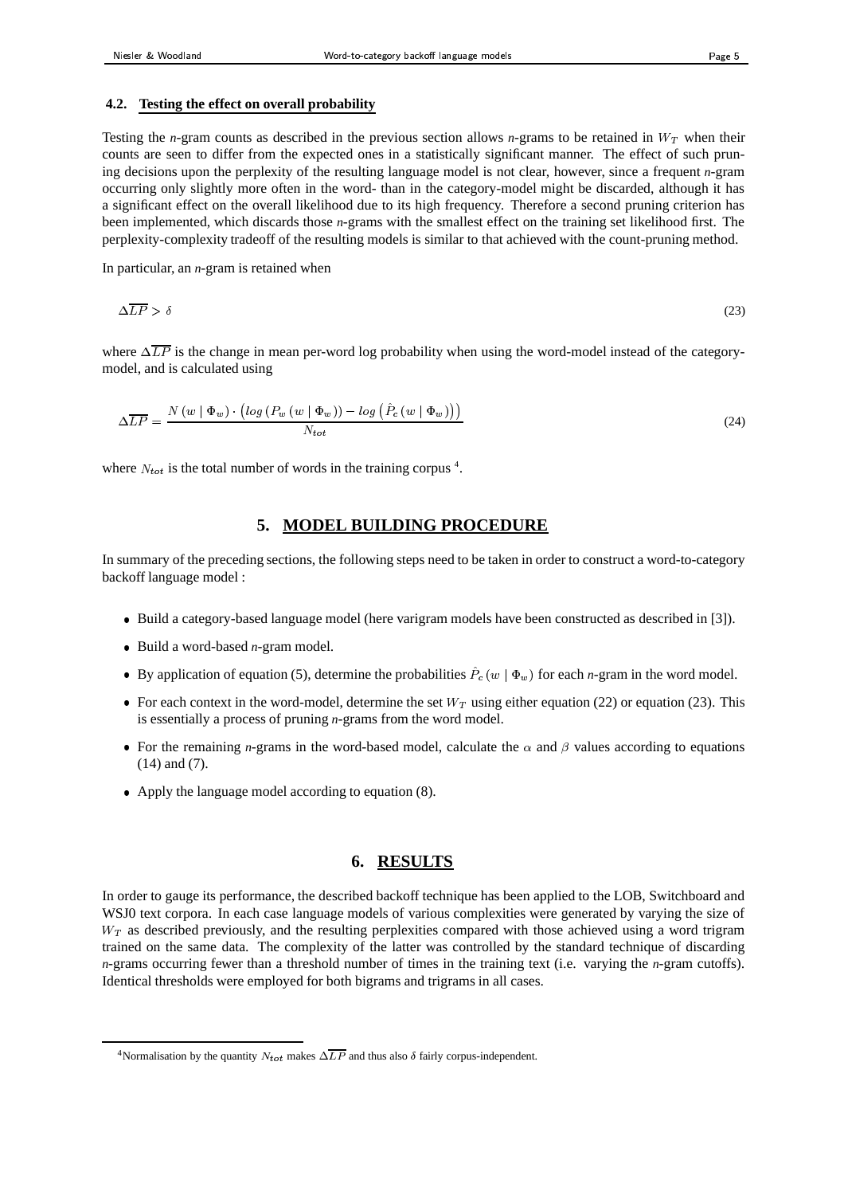### 4.2. Testing the effect on overall probability

Testing the *n*-gram counts as described in the previous section allows *n*-grams to be retained in $W_T$ when their counts are seen to differ from the expected ones in a statistically significant manner. The effect of such pruning decisions upon the perplexity of the resulting language model is not clear, however, since a frequent *n*-gram occurring only slightly more often in the word- than in the category-model might be discarded, although it has a significant effect on the overall likelihood due to its high frequency. Therefore a second pruning criterion has been implemented, which discards those *n*-grams with the smallest effect on the training set likelihood first. The perplexity-complexity tradeoff of the resulting models is similar to that achieved with the count-pruning method.

In particular, an *n*-gram is retained when

$$\Delta\overline{LP} > \delta \tag{23}$$

where $\Delta\overline{LP}$ is the change in mean per-word log probability when using the word-model instead of the category-model, and is calculated using

$$\Delta\overline{LP} = \frac{N\left(w \mid \Phi_w\right) \cdot \left(log\left(P_w\left(w \mid \Phi_w\right)\right) - log\left(\hat{P}_c\left(w \mid \Phi_w\right)\right)\right)}{N_{tot}} \tag{24}$$

where $N_{tot}$ is the total number of words in the training corpus [4].

## 5. MODEL BUILDING PROCEDURE

In summary of the preceding sections, the following steps need to be taken in order to construct a word-to-category backoff language model :

- Build a category-based language model (here varigram models have been constructed as described in [3]).
- Build a word-based *n*-gram model.
- By application of equation (5), determine the probabilities $\hat{P}_c\left(w \mid \Phi_w\right)$ for each *n*-gram in the word model.
- For each context in the word-model, determine the set $W_T$ using either equation (22) or equation (23). This is essentially a process of pruning *n*-grams from the word model.
- For the remaining *n*-grams in the word-based model, calculate the $\alpha$ and $\beta$ values according to equations (14) and (7).
- Apply the language model according to equation (8).

## 6. RESULTS

In order to gauge its performance, the described backoff technique has been applied to the LOB, Switchboard and WSJ0 text corpora. In each case language models of various complexities were generated by varying the size of $W_T$ as described previously, and the resulting perplexities compared with those achieved using a word trigram trained on the same data. The complexity of the latter was controlled by the standard technique of discarding *n*-grams occurring fewer than a threshold number of times in the training text (i.e. varying the *n*-gram cutoffs). Identical thresholds were employed for both bigrams and trigrams in all cases.

[4] Normalisation by the quantity $N_{tot}$ makes $\Delta\overline{LP}$ and thus also $\delta$ fairly corpus-independent.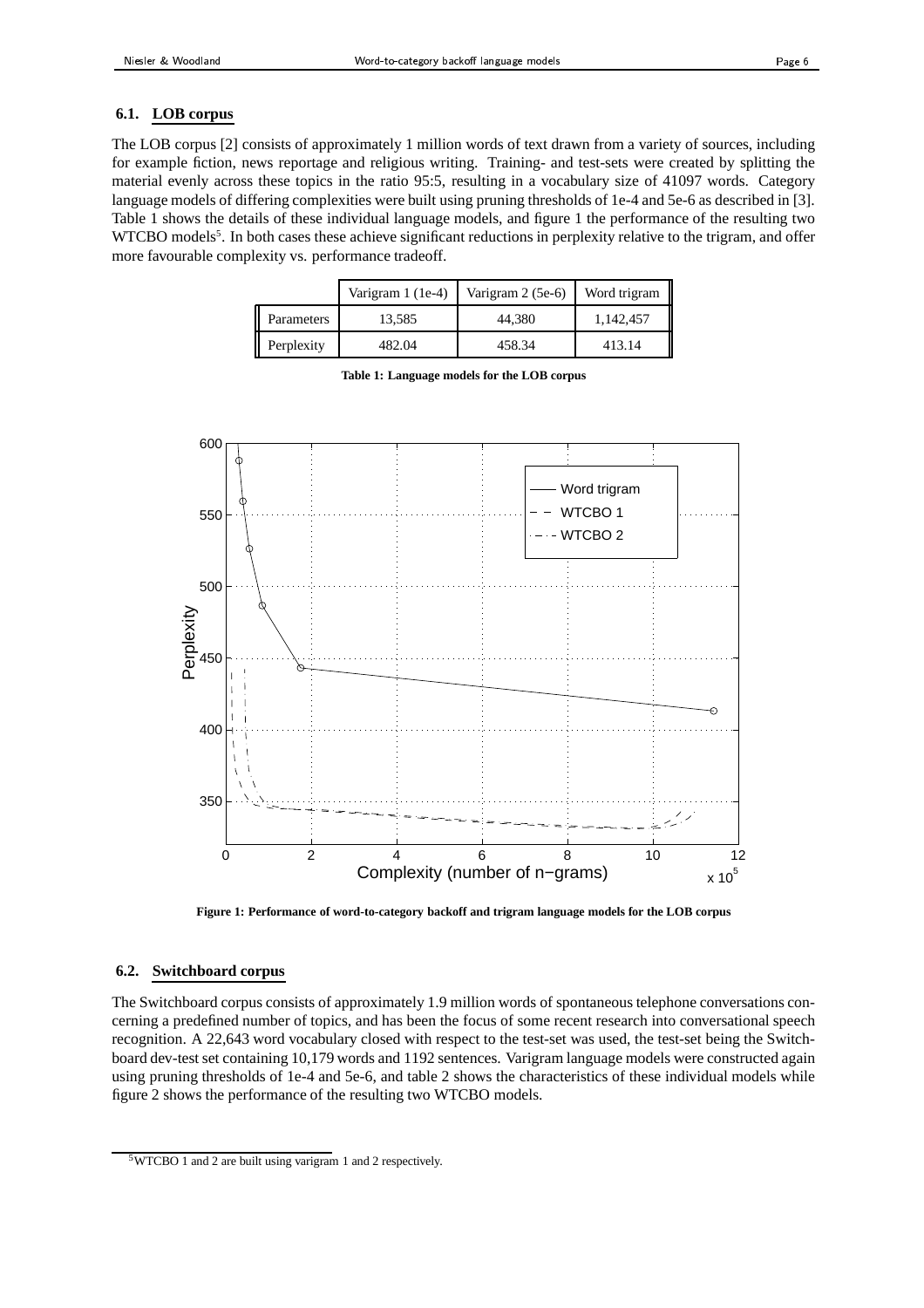### 6.1. LOB corpus

The LOB corpus [2] consists of approximately 1 million words of text drawn from a variety of sources, including for example fiction, news reportage and religious writing. Training- and test-sets were created by splitting the material evenly across these topics in the ratio 95:5, resulting in a vocabulary size of 41097 words. Category language models of differing complexities were built using pruning thresholds of 1e-4 and 5e-6 as described in [3]. Table 1 shows the details of these individual language models, and figure 1 the performance of the resulting two WTCBO models[5]. In both cases these achieve significant reductions in perplexity relative to the trigram, and offer more favourable complexity vs. performance tradeoff.

| | Varigram 1 (1e-4) | Varigram 2 (5e-6) | Word trigram |
|---|---|---|---|
| Parameters | 13,585 | 44,380 | 1,142,457 |
| Perplexity | 482.04 | 458.34 | 413.14 |

**Table 1: Language models for the LOB corpus**

**Figure 1: Performance of word-to-category backoff and trigram language models for the LOB corpus**

### 6.2. Switchboard corpus

The Switchboard corpus consists of approximately 1.9 million words of spontaneous telephone conversations concerning a predefined number of topics, and has been the focus of some recent research into conversational speech recognition. A 22,643 word vocabulary closed with respect to the test-set was used, the test-set being the Switchboard dev-test set containing 10,179 words and 1192 sentences. Varigram language models were constructed again using pruning thresholds of 1e-4 and 5e-6, and table 2 shows the characteristics of these individual models while figure 2 shows the performance of the resulting two WTCBO models.

[5] WTCBO 1 and 2 are built using varigram 1 and 2 respectively.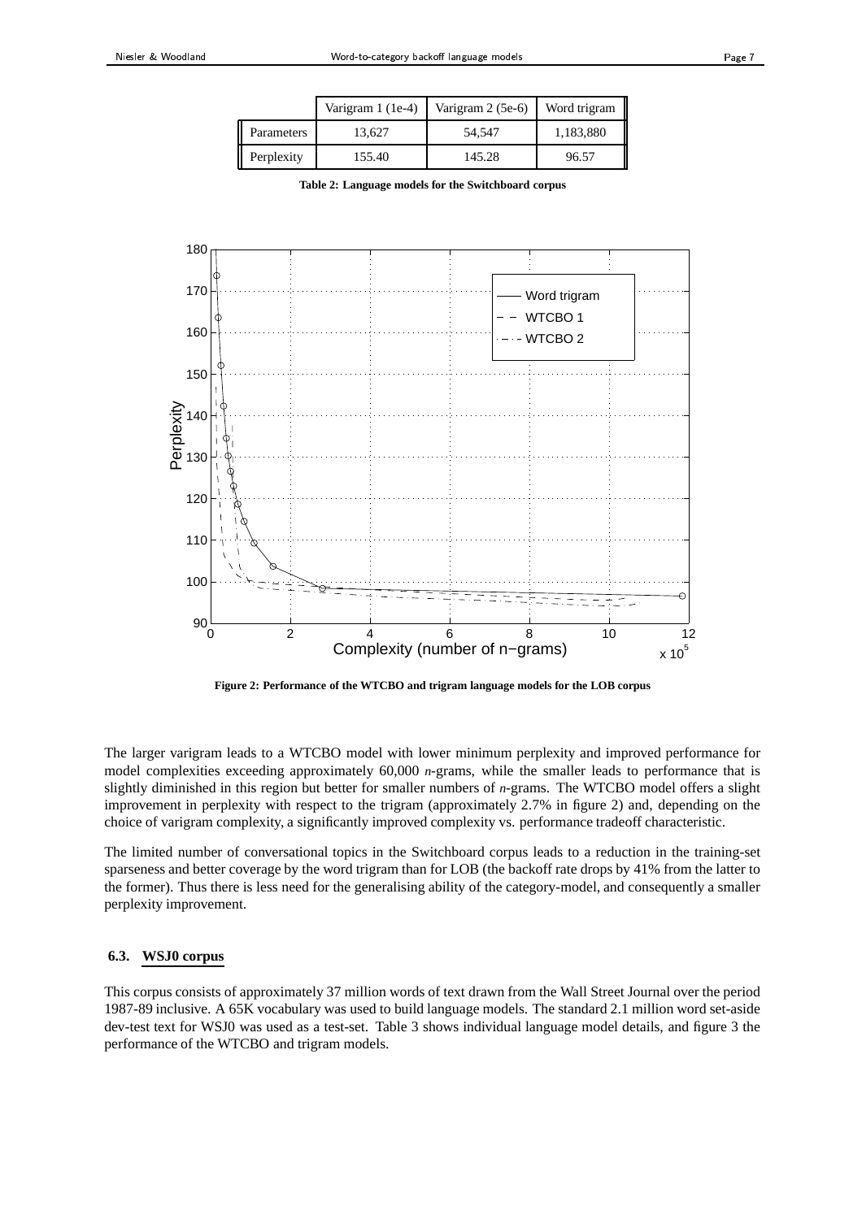|  | Varigram 1 (1e-4) | Varigram 2 (5e-6) | Word trigram |
|---|---|---|---|
| Parameters | 13,627 | 54,547 | 1,183,880 |
| Perplexity | 155.40 | 145.28 | 96.57 |

**Table 2: Language models for the Switchboard corpus**

**Figure 2: Performance of the WTCBO and trigram language models for the LOB corpus**

The larger varigram leads to a WTCBO model with lower minimum perplexity and improved performance for model complexities exceeding approximately 60,000 *n*-grams, while the smaller leads to performance that is slightly diminished in this region but better for smaller numbers of *n*-grams. The WTCBO model offers a slight improvement in perplexity with respect to the trigram (approximately 2.7% in figure 2) and, depending on the choice of varigram complexity, a significantly improved complexity vs. performance tradeoff characteristic.

The limited number of conversational topics in the Switchboard corpus leads to a reduction in the training-set sparseness and better coverage by the word trigram than for LOB (the backoff rate drops by 41% from the latter to the former). Thus there is less need for the generalising ability of the category-model, and consequently a smaller perplexity improvement.

### 6.3. WSJ0 corpus

This corpus consists of approximately 37 million words of text drawn from the Wall Street Journal over the period 1987-89 inclusive. A 65K vocabulary was used to build language models. The standard 2.1 million word set-aside dev-test text for WSJ0 was used as a test-set. Table 3 shows individual language model details, and figure 3 the performance of the WTCBO and trigram models.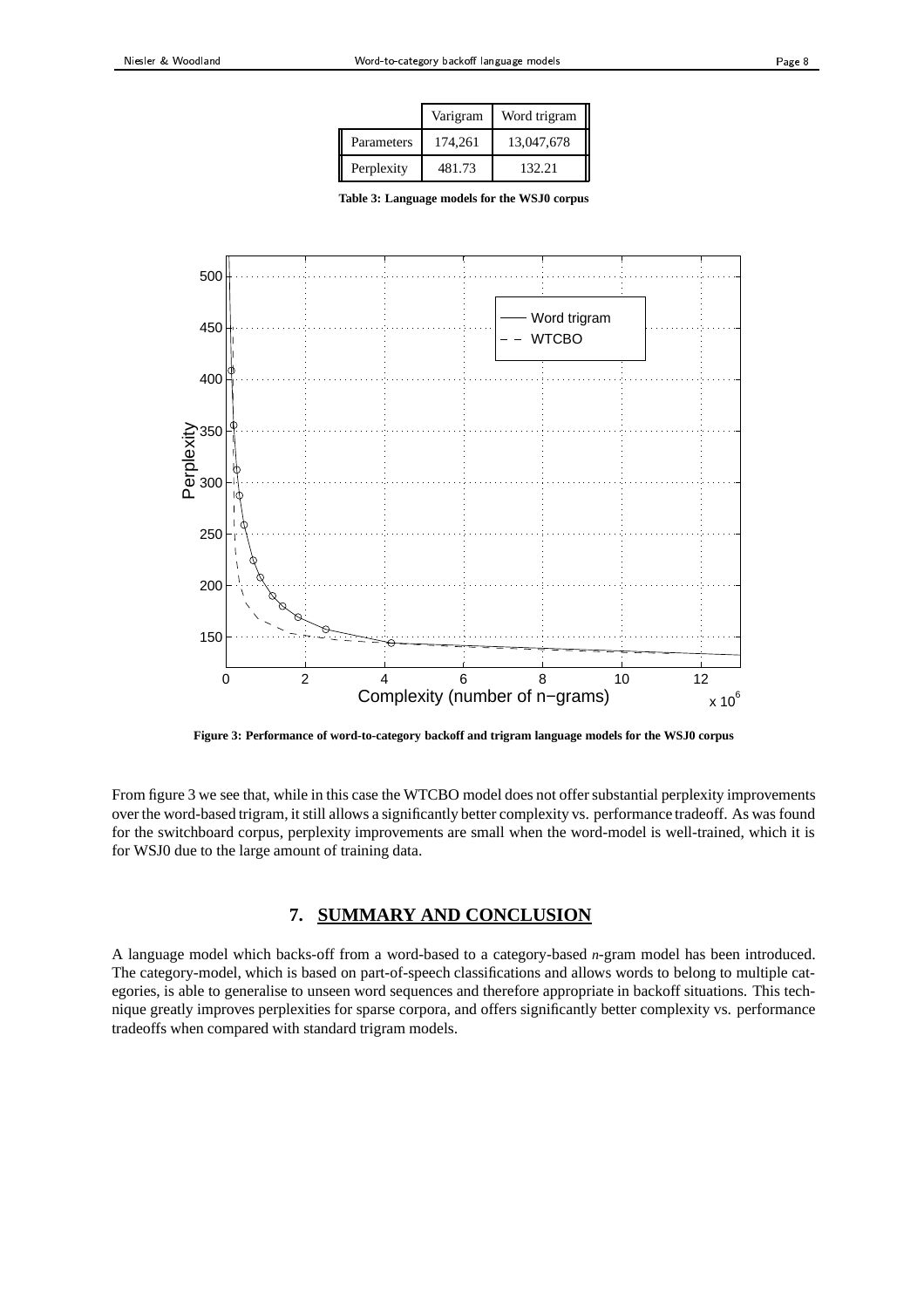|  | Varigram | Word trigram |
|---|---|---|
| Parameters | 174,261 | 13,047,678 |
| Perplexity | 481.73 | 132.21 |

**Table 3: Language models for the WSJ0 corpus**

**Figure 3: Performance of word-to-category backoff and trigram language models for the WSJ0 corpus**

From figure 3 we see that, while in this case the WTCBO model does not offer substantial perplexity improvements over the word-based trigram, it still allows a significantly better complexity vs. performance tradeoff. As was found for the switchboard corpus, perplexity improvements are small when the word-model is well-trained, which it is for WSJ0 due to the large amount of training data.

## 7. SUMMARY AND CONCLUSION

A language model which backs-off from a word-based to a category-based *n*-gram model has been introduced. The category-model, which is based on part-of-speech classifications and allows words to belong to multiple categories, is able to generalise to unseen word sequences and therefore appropriate in backoff situations. This technique greatly improves perplexities for sparse corpora, and offers significantly better complexity vs. performance tradeoffs when compared with standard trigram models.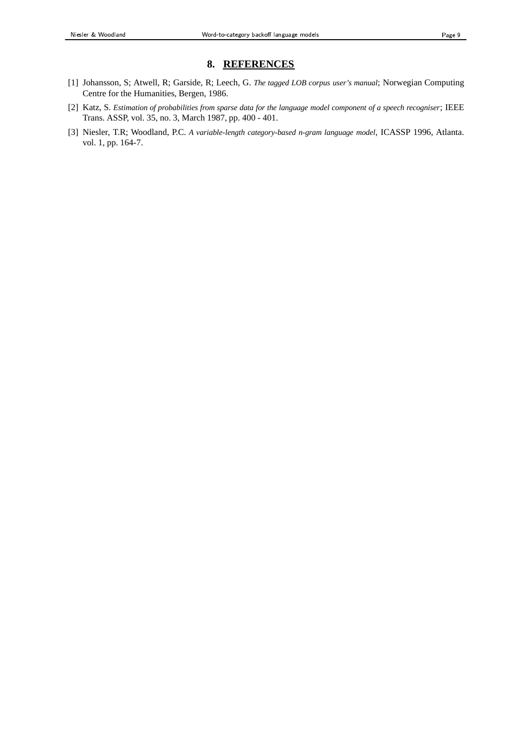## 8. REFERENCES

[1] Johansson, S; Atwell, R; Garside, R; Leech, G. *The tagged LOB corpus user's manual*; Norwegian Computing Centre for the Humanities, Bergen, 1986.

[2] Katz, S. *Estimation of probabilities from sparse data for the language model component of a speech recogniser*; IEEE Trans. ASSP, vol. 35, no. 3, March 1987, pp. 400 - 401.

[3] Niesler, T.R; Woodland, P.C. *A variable-length category-based n-gram language model*, ICASSP 1996, Atlanta. vol. 1, pp. 164-7.